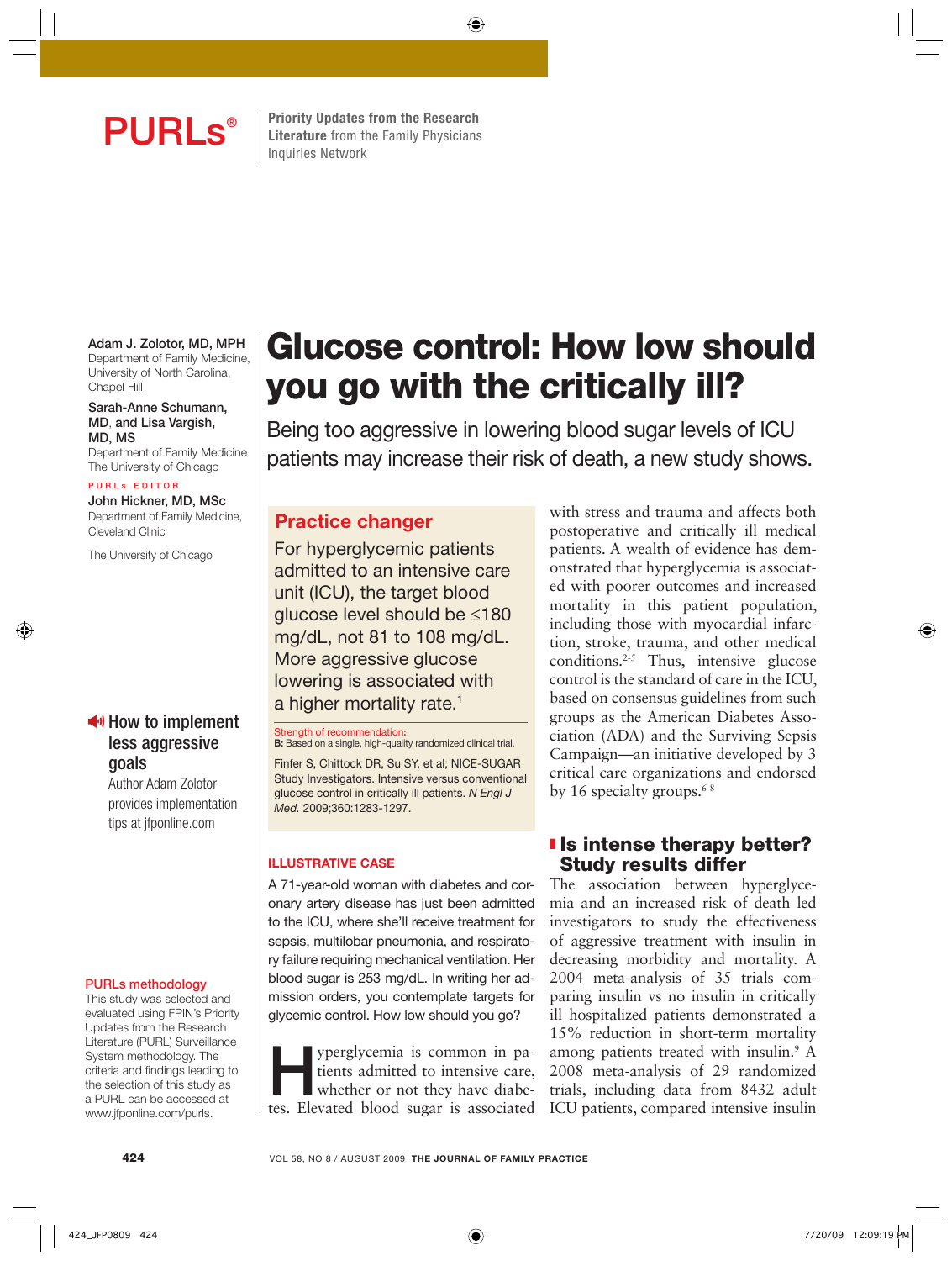**PURLs®** Priority Updates from the Research Literature from the Family Physicians Inquiries Network

Adam J. Zolotor, MD, MPH
Department of Family Medicine, University of North Carolina, Chapel Hill

Sarah-Anne Schumann, MD, and Lisa Vargish, MD, MS
Department of Family Medicine
The University of Chicago

PURLs EDITOR
John Hickner, MD, MSc
Department of Family Medicine, Cleveland Clinic

The University of Chicago

# Glucose control: How low should you go with the critically ill?

Being too aggressive in lowering blood sugar levels of ICU patients may increase their risk of death, a new study shows.

## Practice changer

For hyperglycemic patients admitted to an intensive care unit (ICU), the target blood glucose level should be ≤180 mg/dL, not 81 to 108 mg/dL. More aggressive glucose lowering is associated with a higher mortality rate.[1]

Strength of recommendation:
**B:** Based on a single, high-quality randomized clinical trial.

Finfer S, Chittock DR, Su SY, et al; NICE-SUGAR Study Investigators. Intensive versus conventional glucose control in critically ill patients. *N Engl J Med.* 2009;360:1283-1297.

**How to implement less aggressive goals**
Author Adam Zolotor provides implementation tips at jfponline.com

**PURLs methodology**
This study was selected and evaluated using FPIN's Priority Updates from the Research Literature (PURL) Surveillance System methodology. The criteria and findings leading to the selection of this study as a PURL can be accessed at www.jfponline.com/purls.

### ILLUSTRATIVE CASE

A 71-year-old woman with diabetes and coronary artery disease has just been admitted to the ICU, where she'll receive treatment for sepsis, multilobar pneumonia, and respiratory failure requiring mechanical ventilation. Her blood sugar is 253 mg/dL. In writing her admission orders, you contemplate targets for glycemic control. How low should you go?

Hyperglycemia is common in patients admitted to intensive care, whether or not they have diabetes. Elevated blood sugar is associated with stress and trauma and affects both postoperative and critically ill medical patients. A wealth of evidence has demonstrated that hyperglycemia is associated with poorer outcomes and increased mortality in this patient population, including those with myocardial infarction, stroke, trauma, and other medical conditions.[2-5] Thus, intensive glucose control is the standard of care in the ICU, based on consensus guidelines from such groups as the American Diabetes Association (ADA) and the Surviving Sepsis Campaign—an initiative developed by 3 critical care organizations and endorsed by 16 specialty groups.[6-8]

## Is intense therapy better? Study results differ

The association between hyperglycemia and an increased risk of death led investigators to study the effectiveness of aggressive treatment with insulin in decreasing morbidity and mortality. A 2004 meta-analysis of 35 trials comparing insulin vs no insulin in critically ill hospitalized patients demonstrated a 15% reduction in short-term mortality among patients treated with insulin.[9] A 2008 meta-analysis of 29 randomized trials, including data from 8432 adult ICU patients, compared intensive insulin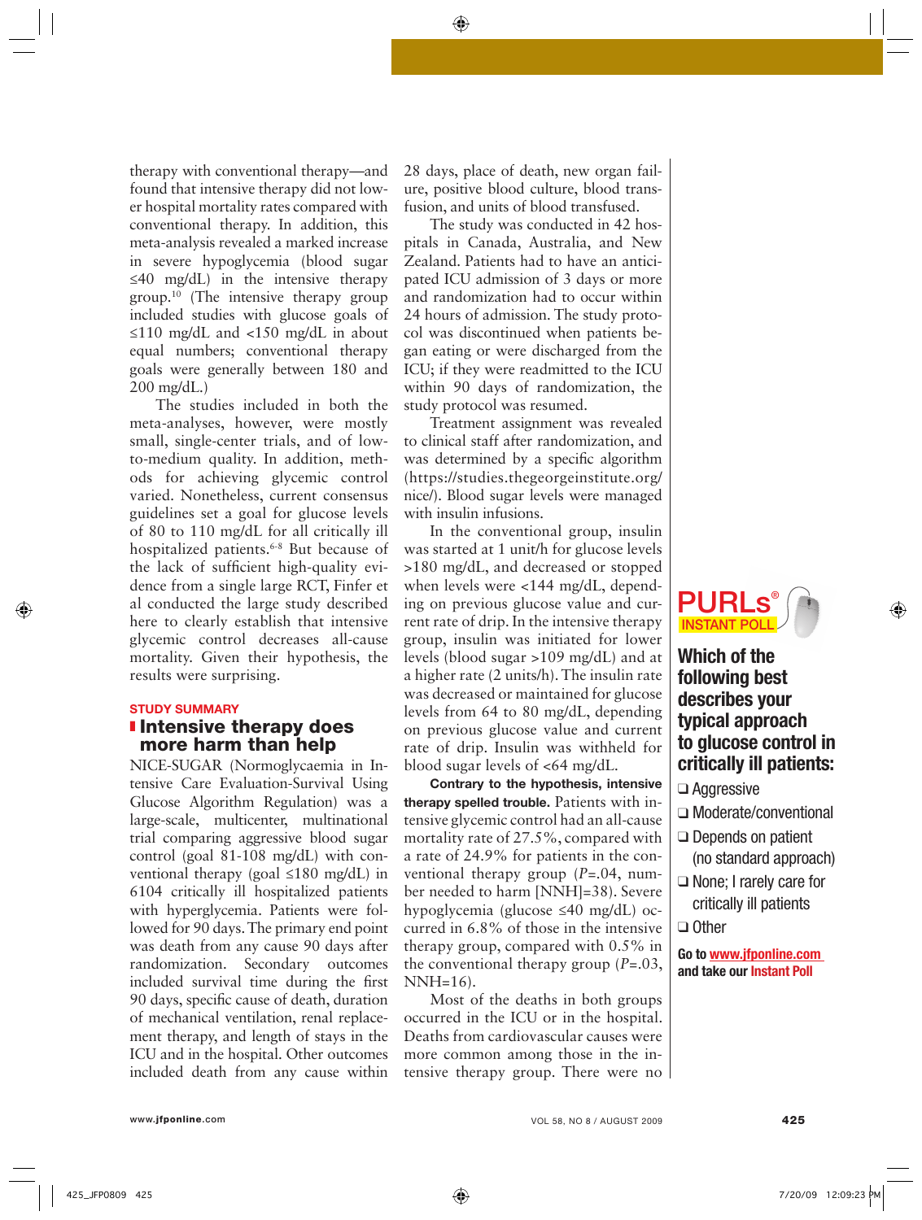therapy with conventional therapy—and found that intensive therapy did not lower hospital mortality rates compared with conventional therapy. In addition, this meta-analysis revealed a marked increase in severe hypoglycemia (blood sugar ≤40 mg/dL) in the intensive therapy group.[10] (The intensive therapy group included studies with glucose goals of ≤110 mg/dL and <150 mg/dL in about equal numbers; conventional therapy goals were generally between 180 and 200 mg/dL.)

The studies included in both the meta-analyses, however, were mostly small, single-center trials, and of low-to-medium quality. In addition, methods for achieving glycemic control varied. Nonetheless, current consensus guidelines set a goal for glucose levels of 80 to 110 mg/dL for all critically ill hospitalized patients.[6-8] But because of the lack of sufficient high-quality evidence from a single large RCT, Finfer et al conducted the large study described here to clearly establish that intensive glycemic control decreases all-cause mortality. Given their hypothesis, the results were surprising.

STUDY SUMMARY

## Intensive therapy does more harm than help

NICE-SUGAR (Normoglycaemia in Intensive Care Evaluation-Survival Using Glucose Algorithm Regulation) was a large-scale, multicenter, multinational trial comparing aggressive blood sugar control (goal 81-108 mg/dL) with conventional therapy (goal ≤180 mg/dL) in 6104 critically ill hospitalized patients with hyperglycemia. Patients were followed for 90 days. The primary end point was death from any cause 90 days after randomization. Secondary outcomes included survival time during the first 90 days, specific cause of death, duration of mechanical ventilation, renal replacement therapy, and length of stays in the ICU and in the hospital. Other outcomes included death from any cause within 28 days, place of death, new organ failure, positive blood culture, blood transfusion, and units of blood transfused.

The study was conducted in 42 hospitals in Canada, Australia, and New Zealand. Patients had to have an anticipated ICU admission of 3 days or more and randomization had to occur within 24 hours of admission. The study protocol was discontinued when patients began eating or were discharged from the ICU; if they were readmitted to the ICU within 90 days of randomization, the study protocol was resumed.

Treatment assignment was revealed to clinical staff after randomization, and was determined by a specific algorithm (https://studies.thegeorgeinstitute.org/nice/). Blood sugar levels were managed with insulin infusions.

In the conventional group, insulin was started at 1 unit/h for glucose levels >180 mg/dL, and decreased or stopped when levels were <144 mg/dL, depending on previous glucose value and current rate of drip. In the intensive therapy group, insulin was initiated for lower levels (blood sugar >109 mg/dL) and at a higher rate (2 units/h). The insulin rate was decreased or maintained for glucose levels from 64 to 80 mg/dL, depending on previous glucose value and current rate of drip. Insulin was withheld for blood sugar levels of <64 mg/dL.

**Contrary to the hypothesis, intensive therapy spelled trouble.** Patients with intensive glycemic control had an all-cause mortality rate of 27.5%, compared with a rate of 24.9% for patients in the conventional therapy group ($P$=.04, number needed to harm [NNH]=38). Severe hypoglycemia (glucose ≤40 mg/dL) occurred in 6.8% of those in the intensive therapy group, compared with 0.5% in the conventional therapy group ($P$=.03, NNH=16).

Most of the deaths in both groups occurred in the ICU or in the hospital. Deaths from cardiovascular causes were more common among those in the intensive therapy group. There were no

PURLs® INSTANT POLL

**Which of the following best describes your typical approach to glucose control in critically ill patients:**

- ❑ Aggressive
- ❑ Moderate/conventional
- ❑ Depends on patient (no standard approach)
- ❑ None; I rarely care for critically ill patients
- ❑ Other

**Go to www.jfponline.com and take our Instant Poll**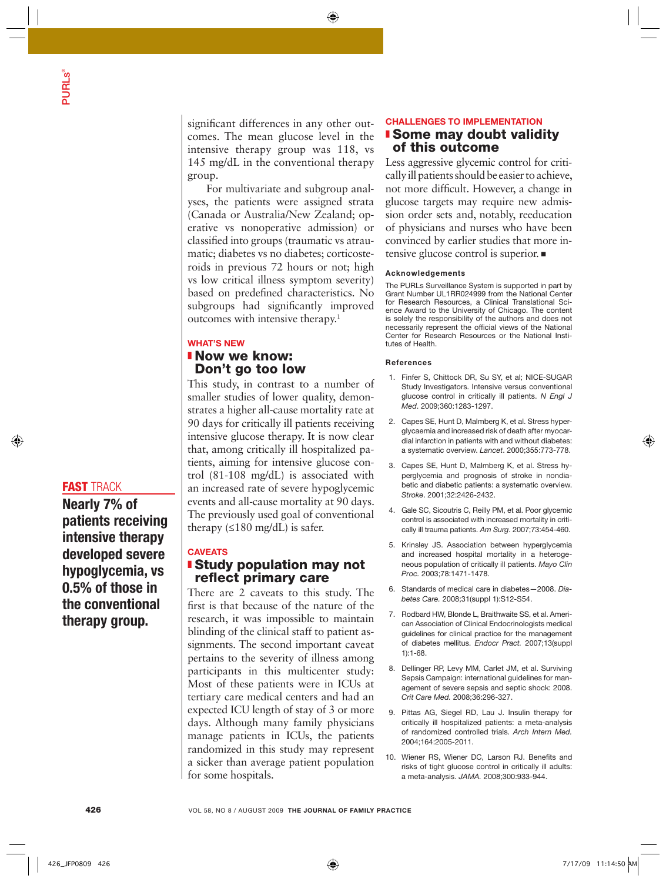significant differences in any other outcomes. The mean glucose level in the intensive therapy group was 118, vs 145 mg/dL in the conventional therapy group.

For multivariate and subgroup analyses, the patients were assigned strata (Canada or Australia/New Zealand; operative vs nonoperative admission) or classified into groups (traumatic vs atraumatic; diabetes vs no diabetes; corticosteroids in previous 72 hours or not; high vs low critical illness symptom severity) based on predefined characteristics. No subgroups had significantly improved outcomes with intensive therapy.[1]

**FAST TRACK**

**Nearly 7% of patients receiving intensive therapy developed severe hypoglycemia, vs 0.5% of those in the conventional therapy group.**

WHAT'S NEW

## Now we know: Don't go too low

This study, in contrast to a number of smaller studies of lower quality, demonstrates a higher all-cause mortality rate at 90 days for critically ill patients receiving intensive glucose therapy. It is now clear that, among critically ill hospitalized patients, aiming for intensive glucose control (81-108 mg/dL) is associated with an increased rate of severe hypoglycemic events and all-cause mortality at 90 days. The previously used goal of conventional therapy (≤180 mg/dL) is safer.

CAVEATS

## Study population may not reflect primary care

There are 2 caveats to this study. The first is that because of the nature of the research, it was impossible to maintain blinding of the clinical staff to patient assignments. The second important caveat pertains to the severity of illness among participants in this multicenter study: Most of these patients were in ICUs at tertiary care medical centers and had an expected ICU length of stay of 3 or more days. Although many family physicians manage patients in ICUs, the patients randomized in this study may represent a sicker than average patient population for some hospitals.

CHALLENGES TO IMPLEMENTATION

## Some may doubt validity of this outcome

Less aggressive glycemic control for critically ill patients should be easier to achieve, not more difficult. However, a change in glucose targets may require new admission order sets and, notably, reeducation of physicians and nurses who have been convinced by earlier studies that more intensive glucose control is superior. ■

### Acknowledgements

The PURLs Surveillance System is supported in part by Grant Number UL1RR024999 from the National Center for Research Resources, a Clinical Translational Science Award to the University of Chicago. The content is solely the responsibility of the authors and does not necessarily represent the official views of the National Center for Research Resources or the National Institutes of Health.

### References

1. Finfer S, Chittock DR, Su SY, et al; NICE-SUGAR Study Investigators. Intensive versus conventional glucose control in critically ill patients. *N Engl J Med*. 2009;360:1283-1297.
2. Capes SE, Hunt D, Malmberg K, et al. Stress hyperglycaemia and increased risk of death after myocardial infarction in patients with and without diabetes: a systematic overview. *Lancet*. 2000;355:773-778.
3. Capes SE, Hunt D, Malmberg K, et al. Stress hyperglycemia and prognosis of stroke in nondiabetic and diabetic patients: a systematic overview. *Stroke*. 2001;32:2426-2432.
4. Gale SC, Sicoutris C, Reilly PM, et al. Poor glycemic control is associated with increased mortality in critically ill trauma patients. *Am Surg*. 2007;73:454-460.
5. Krinsley JS. Association between hyperglycemia and increased hospital mortality in a heterogeneous population of critically ill patients. *Mayo Clin Proc*. 2003;78:1471-1478.
6. Standards of medical care in diabetes—2008. *Diabetes Care*. 2008;31(suppl 1):S12-S54.
7. Rodbard HW, Blonde L, Braithwaite SS, et al. American Association of Clinical Endocrinologists medical guidelines for clinical practice for the management of diabetes mellitus. *Endocr Pract*. 2007;13(suppl 1):1-68.
8. Dellinger RP, Levy MM, Carlet JM, et al. Surviving Sepsis Campaign: international guidelines for management of severe sepsis and septic shock: 2008. *Crit Care Med*. 2008;36:296-327.
9. Pittas AG, Siegel RD, Lau J. Insulin therapy for critically ill hospitalized patients: a meta-analysis of randomized controlled trials. *Arch Intern Med*. 2004;164:2005-2011.
10. Wiener RS, Wiener DC, Larson RJ. Benefits and risks of tight glucose control in critically ill adults: a meta-analysis. *JAMA*. 2008;300:933-944.